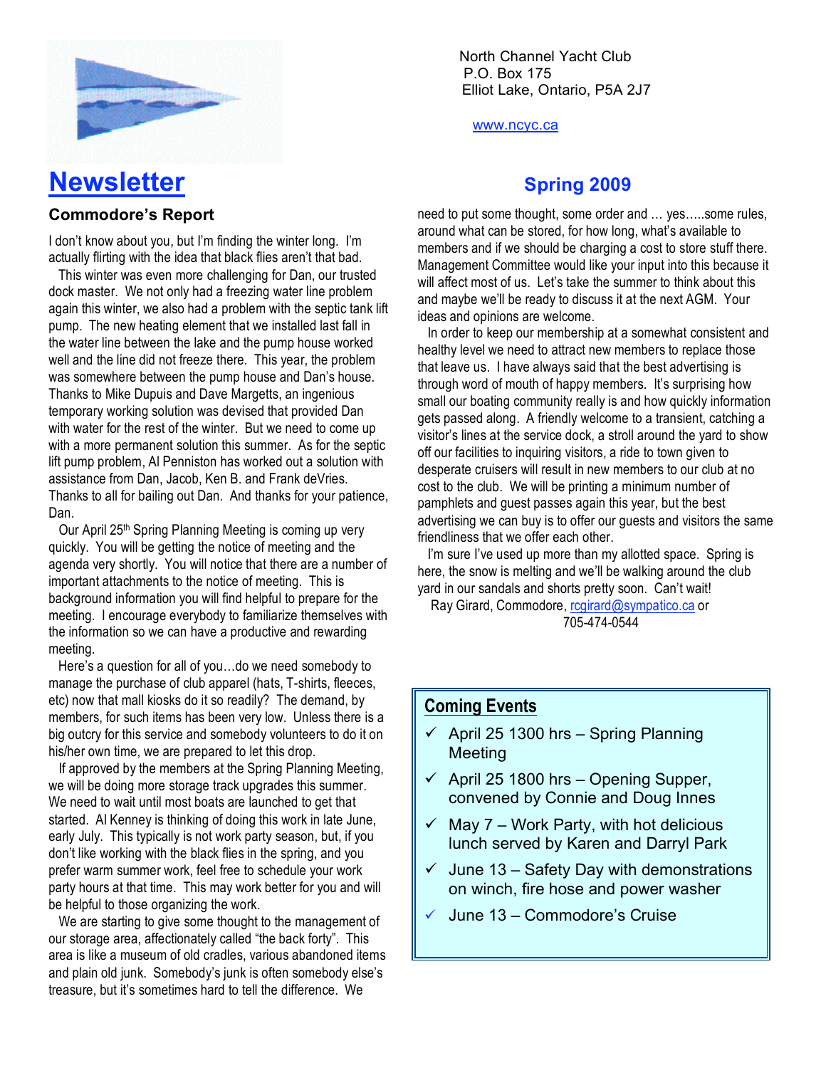North Channel Yacht Club
P.O. Box 175
Elliot Lake, Ontario, P5A 2J7

www.ncyc.ca

# Newsletter

## Spring 2009

### Commodore's Report

I don't know about you, but I'm finding the winter long. I'm actually flirting with the idea that black flies aren't that bad.

This winter was even more challenging for Dan, our trusted dock master. We not only had a freezing water line problem again this winter, we also had a problem with the septic tank lift pump. The new heating element that we installed last fall in the water line between the lake and the pump house worked well and the line did not freeze there. This year, the problem was somewhere between the pump house and Dan's house. Thanks to Mike Dupuis and Dave Margetts, an ingenious temporary working solution was devised that provided Dan with water for the rest of the winter. But we need to come up with a more permanent solution this summer. As for the septic lift pump problem, Al Penniston has worked out a solution with assistance from Dan, Jacob, Ken B. and Frank deVries. Thanks to all for bailing out Dan. And thanks for your patience, Dan.

Our April 25th Spring Planning Meeting is coming up very quickly. You will be getting the notice of meeting and the agenda very shortly. You will notice that there are a number of important attachments to the notice of meeting. This is background information you will find helpful to prepare for the meeting. I encourage everybody to familiarize themselves with the information so we can have a productive and rewarding meeting.

Here's a question for all of you…do we need somebody to manage the purchase of club apparel (hats, T-shirts, fleeces, etc) now that mall kiosks do it so readily? The demand, by members, for such items has been very low. Unless there is a big outcry for this service and somebody volunteers to do it on his/her own time, we are prepared to let this drop.

If approved by the members at the Spring Planning Meeting, we will be doing more storage track upgrades this summer. We need to wait until most boats are launched to get that started. Al Kenney is thinking of doing this work in late June, early July. This typically is not work party season, but, if you don't like working with the black flies in the spring, and you prefer warm summer work, feel free to schedule your work party hours at that time. This may work better for you and will be helpful to those organizing the work.

We are starting to give some thought to the management of our storage area, affectionately called "the back forty". This area is like a museum of old cradles, various abandoned items and plain old junk. Somebody's junk is often somebody else's treasure, but it's sometimes hard to tell the difference. We need to put some thought, some order and … yes…..some rules, around what can be stored, for how long, what's available to members and if we should be charging a cost to store stuff there. Management Committee would like your input into this because it will affect most of us. Let's take the summer to think about this and maybe we'll be ready to discuss it at the next AGM. Your ideas and opinions are welcome.

In order to keep our membership at a somewhat consistent and healthy level we need to attract new members to replace those that leave us. I have always said that the best advertising is through word of mouth of happy members. It's surprising how small our boating community really is and how quickly information gets passed along. A friendly welcome to a transient, catching a visitor's lines at the service dock, a stroll around the yard to show off our facilities to inquiring visitors, a ride to town given to desperate cruisers will result in new members to our club at no cost to the club. We will be printing a minimum number of pamphlets and guest passes again this year, but the best advertising we can buy is to offer our guests and visitors the same friendliness that we offer each other.

I'm sure I've used up more than my allotted space. Spring is here, the snow is melting and we'll be walking around the club yard in our sandals and shorts pretty soon. Can't wait!

Ray Girard, Commodore, rcgirard@sympatico.ca or 705-474-0544

### Coming Events

- ✓ April 25 1300 hrs – Spring Planning Meeting
- ✓ April 25 1800 hrs – Opening Supper, convened by Connie and Doug Innes
- ✓ May 7 – Work Party, with hot delicious lunch served by Karen and Darryl Park
- ✓ June 13 – Safety Day with demonstrations on winch, fire hose and power washer
- ✓ June 13 – Commodore's Cruise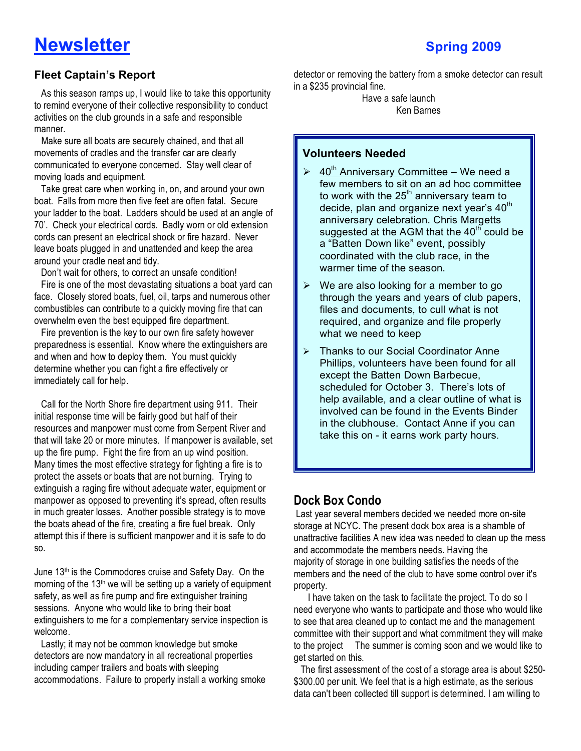# Newsletter

## Spring 2009

### Fleet Captain's Report

As this season ramps up, I would like to take this opportunity to remind everyone of their collective responsibility to conduct activities on the club grounds in a safe and responsible manner.

Make sure all boats are securely chained, and that all movements of cradles and the transfer car are clearly communicated to everyone concerned. Stay well clear of moving loads and equipment.

Take great care when working in, on, and around your own boat. Falls from more then five feet are often fatal. Secure your ladder to the boat. Ladders should be used at an angle of 70'. Check your electrical cords. Badly worn or old extension cords can present an electrical shock or fire hazard. Never leave boats plugged in and unattended and keep the area around your cradle neat and tidy.

Don't wait for others, to correct an unsafe condition!

Fire is one of the most devastating situations a boat yard can face. Closely stored boats, fuel, oil, tarps and numerous other combustibles can contribute to a quickly moving fire that can overwhelm even the best equipped fire department.

Fire prevention is the key to our own fire safety however preparedness is essential. Know where the extinguishers are and when and how to deploy them. You must quickly determine whether you can fight a fire effectively or immediately call for help.

Call for the North Shore fire department using 911. Their initial response time will be fairly good but half of their resources and manpower must come from Serpent River and that will take 20 or more minutes. If manpower is available, set up the fire pump. Fight the fire from an up wind position. Many times the most effective strategy for fighting a fire is to protect the assets or boats that are not burning. Trying to extinguish a raging fire without adequate water, equipment or manpower as opposed to preventing it's spread, often results in much greater losses. Another possible strategy is to move the boats ahead of the fire, creating a fire fuel break. Only attempt this if there is sufficient manpower and it is safe to do so.

June 13th is the Commodores cruise and Safety Day. On the morning of the 13th we will be setting up a variety of equipment safety, as well as fire pump and fire extinguisher training sessions. Anyone who would like to bring their boat extinguishers to me for a complementary service inspection is welcome.

Lastly; it may not be common knowledge but smoke detectors are now mandatory in all recreational properties including camper trailers and boats with sleeping accommodations. Failure to properly install a working smoke detector or removing the battery from a smoke detector can result in a $235 provincial fine.

Have a safe launch

Ken Barnes

### Volunteers Needed

- 40th Anniversary Committee – We need a few members to sit on an ad hoc committee to work with the 25th anniversary team to decide, plan and organize next year's 40th anniversary celebration. Chris Margetts suggested at the AGM that the 40th could be a "Batten Down like" event, possibly coordinated with the club race, in the warmer time of the season.
- We are also looking for a member to go through the years and years of club papers, files and documents, to cull what is not required, and organize and file properly what we need to keep
- Thanks to our Social Coordinator Anne Phillips, volunteers have been found for all except the Batten Down Barbecue, scheduled for October 3. There's lots of help available, and a clear outline of what is involved can be found in the Events Binder in the clubhouse. Contact Anne if you can take this on - it earns work party hours.

### Dock Box Condo

Last year several members decided we needed more on-site storage at NCYC. The present dock box area is a shamble of unattractive facilities A new idea was needed to clean up the mess and accommodate the members needs. Having the majority of storage in one building satisfies the needs of the members and the need of the club to have some control over it's property.

I have taken on the task to facilitate the project. To do so I need everyone who wants to participate and those who would like to see that area cleaned up to contact me and the management committee with their support and what commitment they will make to the project The summer is coming soon and we would like to get started on this.

The first assessment of the cost of a storage area is about $250-$300.00 per unit. We feel that is a high estimate, as the serious data can't been collected till support is determined. I am willing to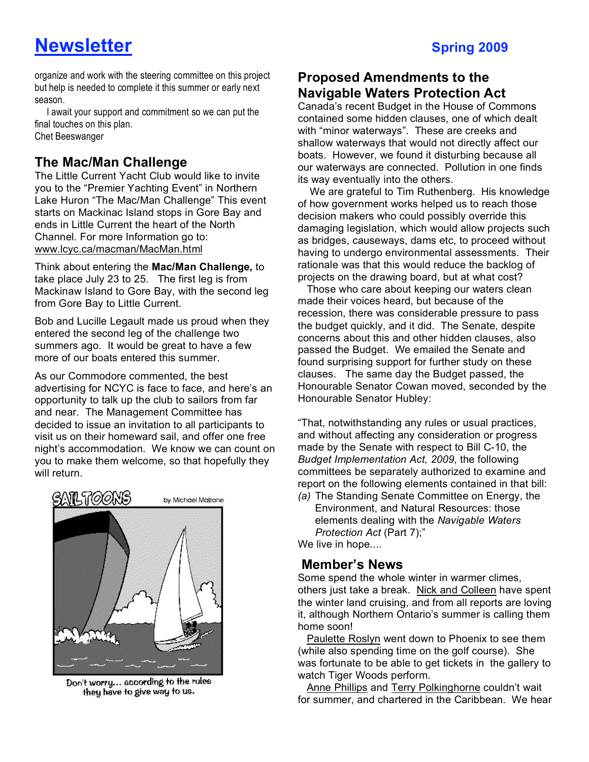organize and work with the steering committee on this project but help is needed to complete it this summer or early next season.

I await your support and commitment so we can put the final touches on this plan.
Chet Beeswanger

## The Mac/Man Challenge

The Little Current Yacht Club would like to invite you to the "Premier Yachting Event" in Northern Lake Huron "The Mac/Man Challenge" This event starts on Mackinac Island stops in Gore Bay and ends in Little Current the heart of the North Channel. For more Information go to: www.lcyc.ca/macman/MacMan.html

Think about entering the **Mac/Man Challenge,** to take place July 23 to 25. The first leg is from Mackinaw Island to Gore Bay, with the second leg from Gore Bay to Little Current.

Bob and Lucille Legault made us proud when they entered the second leg of the challenge two summers ago. It would be great to have a few more of our boats entered this summer.

As our Commodore commented, the best advertising for NCYC is face to face, and here's an opportunity to talk up the club to sailors from far and near. The Management Committee has decided to issue an invitation to all participants to visit us on their homeward sail, and offer one free night's accommodation. We know we can count on you to make them welcome, so that hopefully they will return.

SAILTOONS by Michael Malzone

Don't worry... according to the rules they have to give way to us.

## Proposed Amendments to the Navigable Waters Protection Act

Canada's recent Budget in the House of Commons contained some hidden clauses, one of which dealt with "minor waterways". These are creeks and shallow waterways that would not directly affect our boats. However, we found it disturbing because all our waterways are connected. Pollution in one finds its way eventually into the others.

We are grateful to Tim Ruthenberg. His knowledge of how government works helped us to reach those decision makers who could possibly override this damaging legislation, which would allow projects such as bridges, causeways, dams etc, to proceed without having to undergo environmental assessments. Their rationale was that this would reduce the backlog of projects on the drawing board, but at what cost?

Those who care about keeping our waters clean made their voices heard, but because of the recession, there was considerable pressure to pass the budget quickly, and it did. The Senate, despite concerns about this and other hidden clauses, also passed the Budget. We emailed the Senate and found surprising support for further study on these clauses. The same day the Budget passed, the Honourable Senator Cowan moved, seconded by the Honourable Senator Hubley:

"That, notwithstanding any rules or usual practices, and without affecting any consideration or progress made by the Senate with respect to Bill C-10, the *Budget Implementation Act, 2009*, the following committees be separately authorized to examine and report on the following elements contained in that bill:

*(a)* The Standing Senate Committee on Energy, the Environment, and Natural Resources: those elements dealing with the *Navigable Waters Protection Act* (Part 7);"

We live in hope....

## Member's News

Some spend the whole winter in warmer climes, others just take a break. Nick and Colleen have spent the winter land cruising, and from all reports are loving it, although Northern Ontario's summer is calling them home soon!

Paulette Roslyn went down to Phoenix to see them (while also spending time on the golf course). She was fortunate to be able to get tickets in the gallery to watch Tiger Woods perform.

Anne Phillips and Terry Polkinghorne couldn't wait for summer, and chartered in the Caribbean. We hear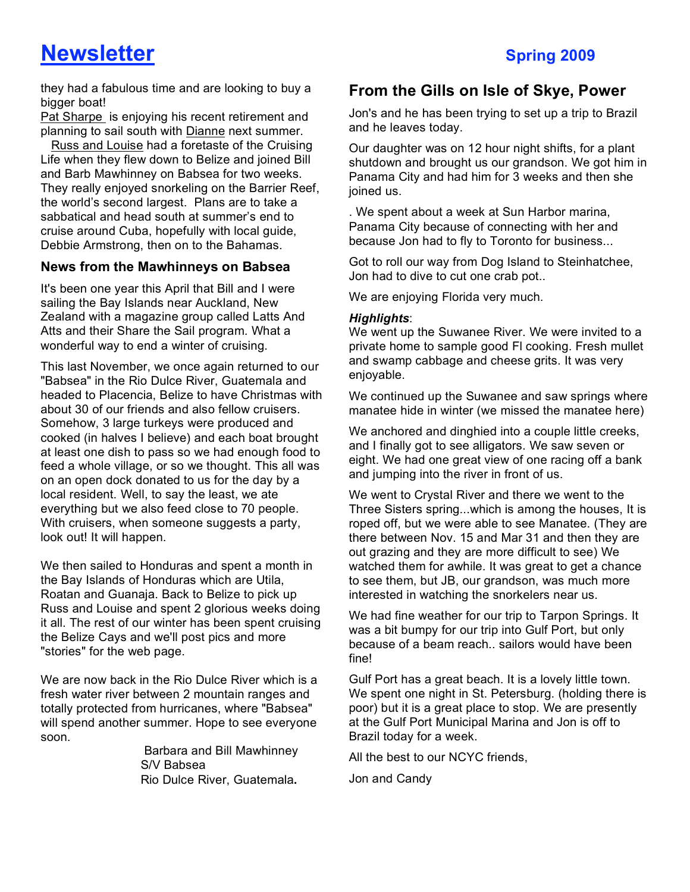they had a fabulous time and are looking to buy a bigger boat!

Pat Sharpe is enjoying his recent retirement and planning to sail south with Dianne next summer.

Russ and Louise had a foretaste of the Cruising Life when they flew down to Belize and joined Bill and Barb Mawhinney on Babsea for two weeks. They really enjoyed snorkeling on the Barrier Reef, the world's second largest. Plans are to take a sabbatical and head south at summer's end to cruise around Cuba, hopefully with local guide, Debbie Armstrong, then on to the Bahamas.

### News from the Mawhinneys on Babsea

It's been one year this April that Bill and I were sailing the Bay Islands near Auckland, New Zealand with a magazine group called Latts And Atts and their Share the Sail program. What a wonderful way to end a winter of cruising.

This last November, we once again returned to our "Babsea" in the Rio Dulce River, Guatemala and headed to Placencia, Belize to have Christmas with about 30 of our friends and also fellow cruisers. Somehow, 3 large turkeys were produced and cooked (in halves I believe) and each boat brought at least one dish to pass so we had enough food to feed a whole village, or so we thought. This all was on an open dock donated to us for the day by a local resident. Well, to say the least, we ate everything but we also feed close to 70 people. With cruisers, when someone suggests a party, look out! It will happen.

We then sailed to Honduras and spent a month in the Bay Islands of Honduras which are Utila, Roatan and Guanaja. Back to Belize to pick up Russ and Louise and spent 2 glorious weeks doing it all. The rest of our winter has been spent cruising the Belize Cays and we'll post pics and more "stories" for the web page.

We are now back in the Rio Dulce River which is a fresh water river between 2 mountain ranges and totally protected from hurricanes, where "Babsea" will spend another summer. Hope to see everyone soon.

Barbara and Bill Mawhinney
S/V Babsea
Rio Dulce River, Guatemala.

## From the Gills on Isle of Skye, Power

Jon's and he has been trying to set up a trip to Brazil and he leaves today.

Our daughter was on 12 hour night shifts, for a plant shutdown and brought us our grandson. We got him in Panama City and had him for 3 weeks and then she joined us.

. We spent about a week at Sun Harbor marina, Panama City because of connecting with her and because Jon had to fly to Toronto for business...

Got to roll our way from Dog Island to Steinhatchee, Jon had to dive to cut one crab pot..

We are enjoying Florida very much.

***Highlights***:
We went up the Suwanee River. We were invited to a private home to sample good Fl cooking. Fresh mullet and swamp cabbage and cheese grits. It was very enjoyable.

We continued up the Suwanee and saw springs where manatee hide in winter (we missed the manatee here)

We anchored and dinghied into a couple little creeks, and I finally got to see alligators. We saw seven or eight. We had one great view of one racing off a bank and jumping into the river in front of us.

We went to Crystal River and there we went to the Three Sisters spring...which is among the houses, It is roped off, but we were able to see Manatee. (They are there between Nov. 15 and Mar 31 and then they are out grazing and they are more difficult to see) We watched them for awhile. It was great to get a chance to see them, but JB, our grandson, was much more interested in watching the snorkelers near us.

We had fine weather for our trip to Tarpon Springs. It was a bit bumpy for our trip into Gulf Port, but only because of a beam reach.. sailors would have been fine!

Gulf Port has a great beach. It is a lovely little town. We spent one night in St. Petersburg. (holding there is poor) but it is a great place to stop. We are presently at the Gulf Port Municipal Marina and Jon is off to Brazil today for a week.

All the best to our NCYC friends,

Jon and Candy